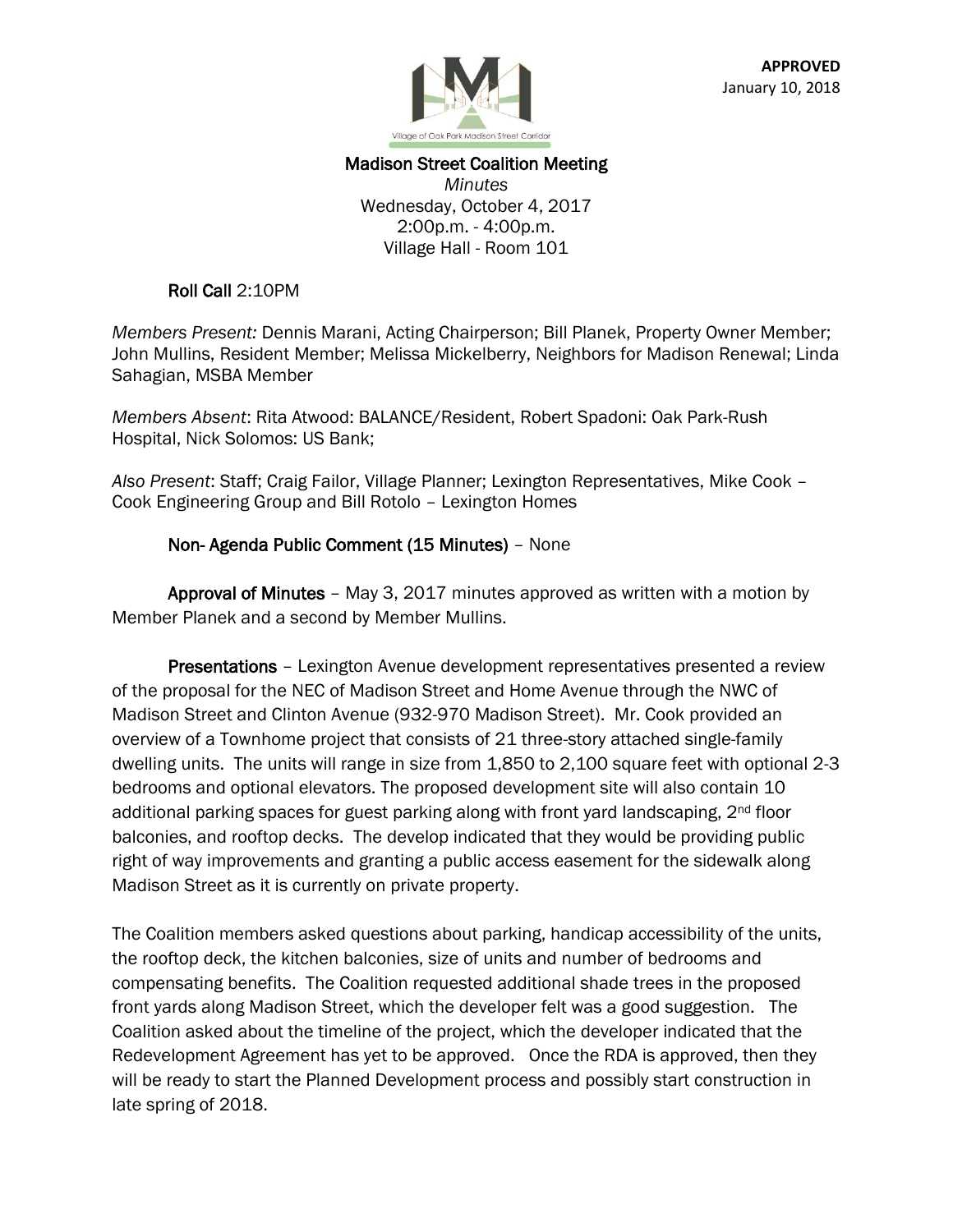**APPROVED**
January 10, 2018

# Madison Street Coalition Meeting

*Minutes*
Wednesday, October 4, 2017
2:00p.m. - 4:00p.m.
Village Hall - Room 101

**Roll Call** 2:10PM

*Members Present:* Dennis Marani, Acting Chairperson; Bill Planek, Property Owner Member; John Mullins, Resident Member; Melissa Mickelberry, Neighbors for Madison Renewal; Linda Sahagian, MSBA Member

*Members Absent*: Rita Atwood: BALANCE/Resident, Robert Spadoni: Oak Park-Rush Hospital, Nick Solomos: US Bank;

*Also Present*: Staff; Craig Failor, Village Planner; Lexington Representatives, Mike Cook – Cook Engineering Group and Bill Rotolo – Lexington Homes

**Non- Agenda Public Comment (15 Minutes)** – None

**Approval of Minutes** – May 3, 2017 minutes approved as written with a motion by Member Planek and a second by Member Mullins.

**Presentations** – Lexington Avenue development representatives presented a review of the proposal for the NEC of Madison Street and Home Avenue through the NWC of Madison Street and Clinton Avenue (932-970 Madison Street). Mr. Cook provided an overview of a Townhome project that consists of 21 three-story attached single-family dwelling units. The units will range in size from 1,850 to 2,100 square feet with optional 2-3 bedrooms and optional elevators. The proposed development site will also contain 10 additional parking spaces for guest parking along with front yard landscaping, 2nd floor balconies, and rooftop decks. The develop indicated that they would be providing public right of way improvements and granting a public access easement for the sidewalk along Madison Street as it is currently on private property.

The Coalition members asked questions about parking, handicap accessibility of the units, the rooftop deck, the kitchen balconies, size of units and number of bedrooms and compensating benefits. The Coalition requested additional shade trees in the proposed front yards along Madison Street, which the developer felt was a good suggestion. The Coalition asked about the timeline of the project, which the developer indicated that the Redevelopment Agreement has yet to be approved. Once the RDA is approved, then they will be ready to start the Planned Development process and possibly start construction in late spring of 2018.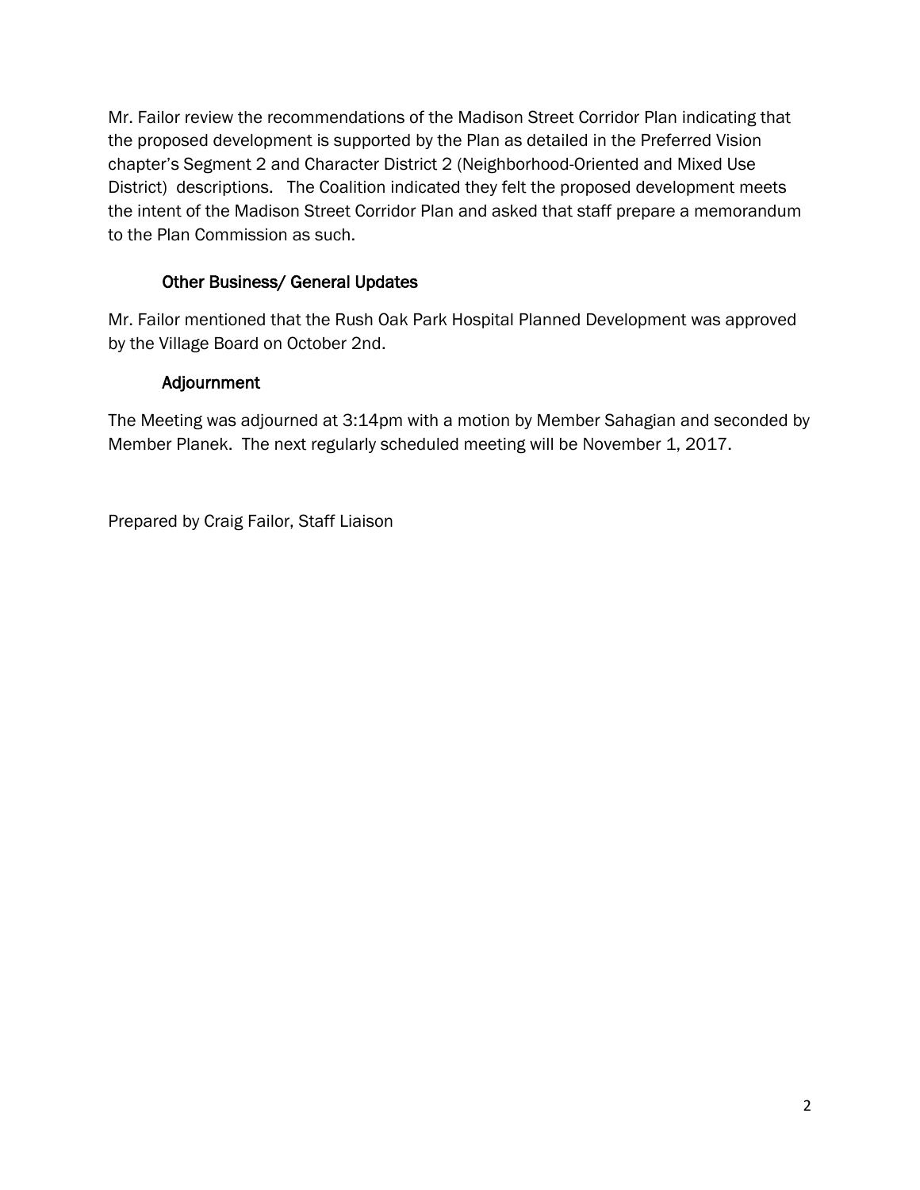Mr. Failor review the recommendations of the Madison Street Corridor Plan indicating that the proposed development is supported by the Plan as detailed in the Preferred Vision chapter's Segment 2 and Character District 2 (Neighborhood-Oriented and Mixed Use District) descriptions. The Coalition indicated they felt the proposed development meets the intent of the Madison Street Corridor Plan and asked that staff prepare a memorandum to the Plan Commission as such.

### Other Business/ General Updates

Mr. Failor mentioned that the Rush Oak Park Hospital Planned Development was approved by the Village Board on October 2nd.

### Adjournment

The Meeting was adjourned at 3:14pm with a motion by Member Sahagian and seconded by Member Planek. The next regularly scheduled meeting will be November 1, 2017.

Prepared by Craig Failor, Staff Liaison